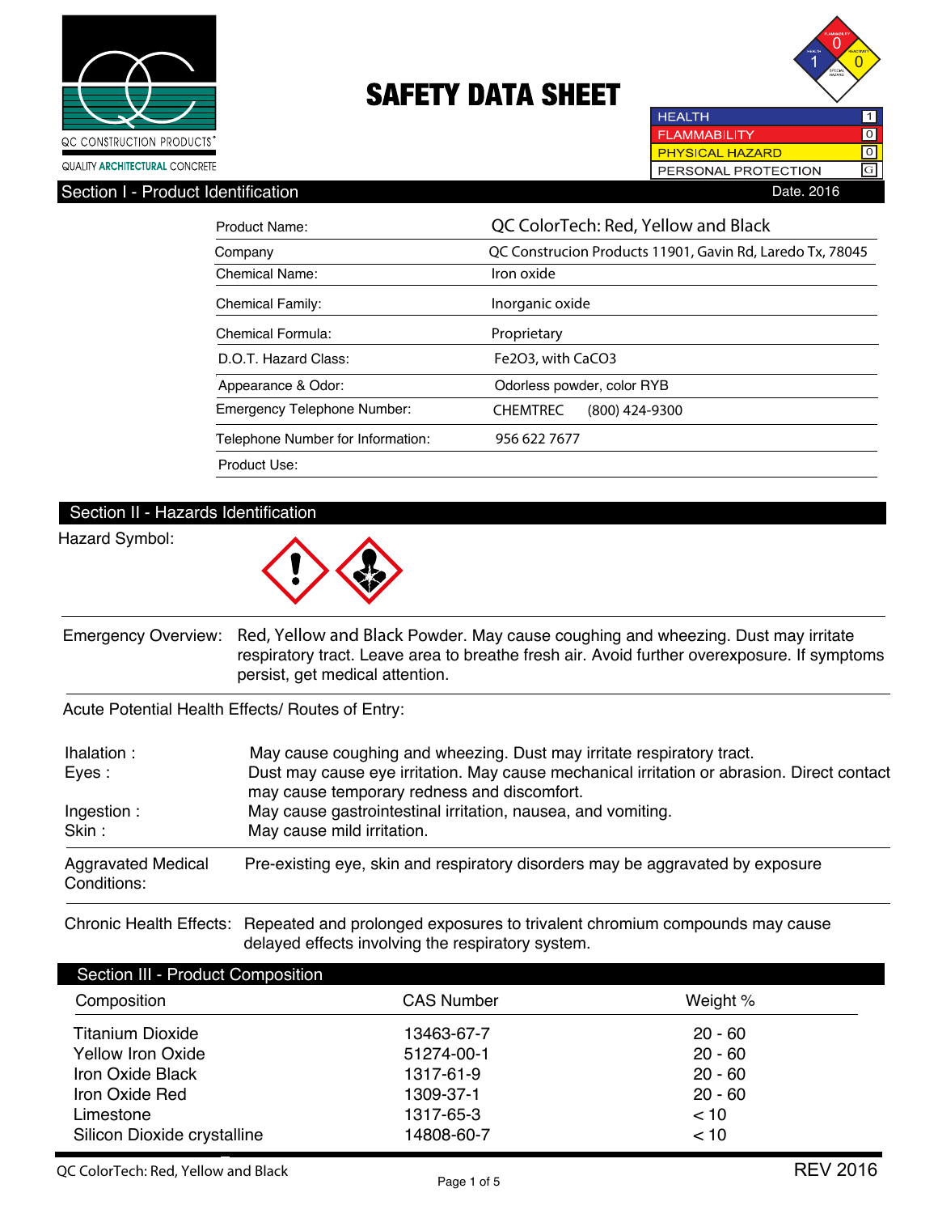QC CONSTRUCTION PRODUCTS®

QUALITY ARCHITECTURAL CONCRETE

# SAFETY DATA SHEET

| | |
|---|---|
| HEALTH | 1 |
| FLAMMABILITY | 0 |
| PHYSICAL HAZARD | 0 |
| PERSONAL PROTECTION | G |

## Section I - Product Identification

Date. 2016

| | |
|---|---|
| Product Name: | QC ColorTech: Red, Yellow and Black |
| Company | QC Construcion Products 11901, Gavin Rd, Laredo Tx, 78045 |
| Chemical Name: | Iron oxide |
| Chemical Family: | Inorganic oxide |
| Chemical Formula: | Proprietary |
| D.O.T. Hazard Class: | $Fe_2O_3$, with $CaCO_3$ |
| Appearance & Odor: | Odorless powder, color RYB |
| Emergency Telephone Number: | CHEMTREC (800) 424-9300 |
| Telephone Number for Information: | 956 622 7677 |
| Product Use: | |

## Section II - Hazards Identification

Hazard Symbol:

**Emergency Overview:** Red, Yellow and Black Powder. May cause coughing and wheezing. Dust may irritate respiratory tract. Leave area to breathe fresh air. Avoid further overexposure. If symptoms persist, get medical attention.

**Acute Potential Health Effects/ Routes of Entry:**

| | |
|---|---|
| Ihalation : | May cause coughing and wheezing. Dust may irritate respiratory tract. |
| Eyes : | Dust may cause eye irritation. May cause mechanical irritation or abrasion. Direct contact may cause temporary redness and discomfort. |
| Ingestion : | May cause gastrointestinal irritation, nausea, and vomiting. |
| Skin : | May cause mild irritation. |

**Aggravated Medical Conditions:** Pre-existing eye, skin and respiratory disorders may be aggravated by exposure

**Chronic Health Effects:** Repeated and prolonged exposures to trivalent chromium compounds may cause delayed effects involving the respiratory system.

## Section III - Product Composition

| Composition | CAS Number | Weight % |
|---|---|---|
| Titanium Dioxide | 13463-67-7 | 20 - 60 |
| Yellow Iron Oxide | 51274-00-1 | 20 - 60 |
| Iron Oxide Black | 1317-61-9 | 20 - 60 |
| Iron Oxide Red | 1309-37-1 | 20 - 60 |
| Limestone | 1317-65-3 | < 10 |
| Silicon Dioxide crystalline | 14808-60-7 | < 10 |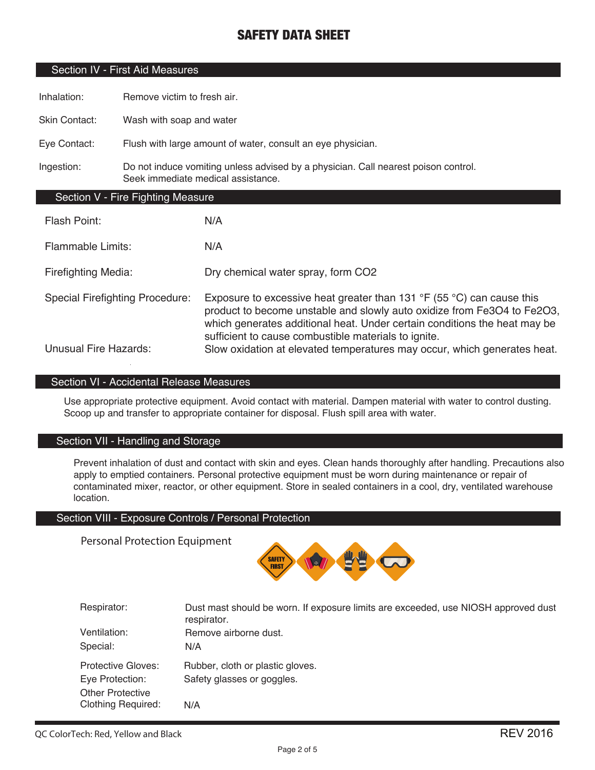# SAFETY DATA SHEET

## Section IV - First Aid Measures

| | |
|---|---|
| Inhalation: | Remove victim to fresh air. |
| Skin Contact: | Wash with soap and water |
| Eye Contact: | Flush with large amount of water, consult an eye physician. |
| Ingestion: | Do not induce vomiting unless advised by a physician. Call nearest poison control. Seek immediate medical assistance. |

## Section V - Fire Fighting Measure

| | |
|---|---|
| Flash Point: | N/A |
| Flammable Limits: | N/A |
| Firefighting Media: | Dry chemical water spray, form $CO_2$ |
| Special Firefighting Procedure: | Exposure to excessive heat greater than 131 °F (55 °C) can cause this product to become unstable and slowly auto oxidize from $Fe_3O_4$ to $Fe_2O_3$, which generates additional heat. Under certain conditions the heat may be sufficient to cause combustible materials to ignite. |
| Unusual Fire Hazards: | Slow oxidation at elevated temperatures may occur, which generates heat. |

## Section VI - Accidental Release Measures

Use appropriate protective equipment. Avoid contact with material. Dampen material with water to control dusting. Scoop up and transfer to appropriate container for disposal. Flush spill area with water.

## Section VII - Handling and Storage

Prevent inhalation of dust and contact with skin and eyes. Clean hands thoroughly after handling. Precautions also apply to emptied containers. Personal protective equipment must be worn during maintenance or repair of contaminated mixer, reactor, or other equipment. Store in sealed containers in a cool, dry, ventilated warehouse location.

## Section VIII - Exposure Controls / Personal Protection

Personal Protection Equipment

| | |
|---|---|
| Respirator: | Dust mast should be worn. If exposure limits are exceeded, use NIOSH approved dust respirator. |
| Ventilation: | Remove airborne dust. |
| Special: | N/A |
| Protective Gloves: | Rubber, cloth or plastic gloves. |
| Eye Protection: | Safety glasses or goggles. |
| Other Protective Clothing Required: | N/A |

QC ColorTech: Red, Yellow and Black REV 2016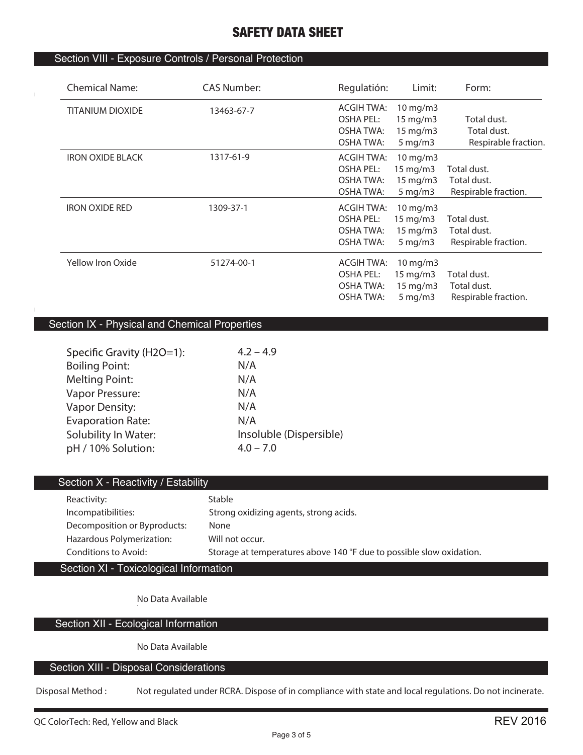# SAFETY DATA SHEET

## Section VIII - Exposure Controls / Personal Protection

| Chemical Name: | CAS Number: | Regulatión: | Limit: | Form: |
|---|---|---|---|---|
| TITANIUM DIOXIDE | 13463-67-7 | ACGIH TWA: | 10 mg/m3 | |
| | | OSHA PEL: | 15 mg/m3 | Total dust. |
| | | OSHA TWA: | 15 mg/m3 | Total dust. |
| | | OSHA TWA: | 5 mg/m3 | Respirable fraction. |
| IRON OXIDE BLACK | 1317-61-9 | ACGIH TWA: | 10 mg/m3 | |
| | | OSHA PEL: | 15 mg/m3 | Total dust. |
| | | OSHA TWA: | 15 mg/m3 | Total dust. |
| | | OSHA TWA: | 5 mg/m3 | Respirable fraction. |
| IRON OXIDE RED | 1309-37-1 | ACGIH TWA: | 10 mg/m3 | |
| | | OSHA PEL: | 15 mg/m3 | Total dust. |
| | | OSHA TWA: | 15 mg/m3 | Total dust. |
| | | OSHA TWA: | 5 mg/m3 | Respirable fraction. |
| Yellow Iron Oxide | 51274-00-1 | ACGIH TWA: | 10 mg/m3 | |
| | | OSHA PEL: | 15 mg/m3 | Total dust. |
| | | OSHA TWA: | 15 mg/m3 | Total dust. |
| | | OSHA TWA: | 5 mg/m3 | Respirable fraction. |

## Section IX - Physical and Chemical Properties

| | |
|---|---|
| Specific Gravity (H2O=1): | 4.2 – 4.9 |
| Boiling Point: | N/A |
| Melting Point: | N/A |
| Vapor Pressure: | N/A |
| Vapor Density: | N/A |
| Evaporation Rate: | N/A |
| Solubility In Water: | Insoluble (Dispersible) |
| pH / 10% Solution: | 4.0 – 7.0 |

## Section X - Reactivity / Estability

| | |
|---|---|
| Reactivity: | Stable |
| Incompatibilities: | Strong oxidizing agents, strong acids. |
| Decomposition or Byproducts: | None |
| Hazardous Polymerization: | Will not occur. |
| Conditions to Avoid: | Storage at temperatures above 140 °F due to possible slow oxidation. |

## Section XI - Toxicological Information

No Data Available

## Section XII - Ecological Information

No Data Available

## Section XIII - Disposal Considerations

Disposal Method : Not regulated under RCRA. Dispose of in compliance with state and local regulations. Do not incinerate.

QC ColorTech: Red, Yellow and Black

REV 2016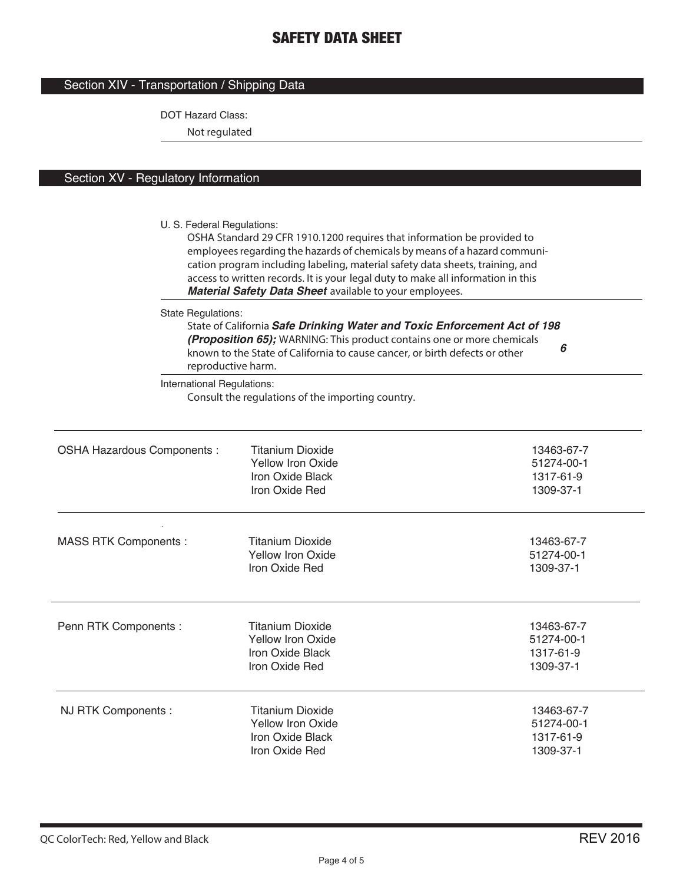# SAFETY DATA SHEET

## Section XIV - Transportation / Shipping Data

DOT Hazard Class:

Not regulated

## Section XV - Regulatory Information

U. S. Federal Regulations:

OSHA Standard 29 CFR 1910.1200 requires that information be provided to employees regarding the hazards of chemicals by means of a hazard communication program including labeling, material safety data sheets, training, and access to written records. It is your legal duty to make all information in this ***Material Safety Data Sheet*** available to your employees.

State Regulations:

State of California ***Safe Drinking Water and Toxic Enforcement Act of 1986 (Proposition 65);*** WARNING: This product contains one or more chemicals known to the State of California to cause cancer, or birth defects or other reproductive harm.

International Regulations:

Consult the regulations of the importing country.

| | | |
|---|---|---|
| OSHA Hazardous Components : | Titanium Dioxide | 13463-67-7 |
| | Yellow Iron Oxide | 51274-00-1 |
| | Iron Oxide Black | 1317-61-9 |
| | Iron Oxide Red | 1309-37-1 |
| MASS RTK Components : | Titanium Dioxide | 13463-67-7 |
| | Yellow Iron Oxide | 51274-00-1 |
| | Iron Oxide Red | 1309-37-1 |
| Penn RTK Components : | Titanium Dioxide | 13463-67-7 |
| | Yellow Iron Oxide | 51274-00-1 |
| | Iron Oxide Black | 1317-61-9 |
| | Iron Oxide Red | 1309-37-1 |
| NJ RTK Components : | Titanium Dioxide | 13463-67-7 |
| | Yellow Iron Oxide | 51274-00-1 |
| | Iron Oxide Black | 1317-61-9 |
| | Iron Oxide Red | 1309-37-1 |

QC ColorTech: Red, Yellow and Black — REV 2016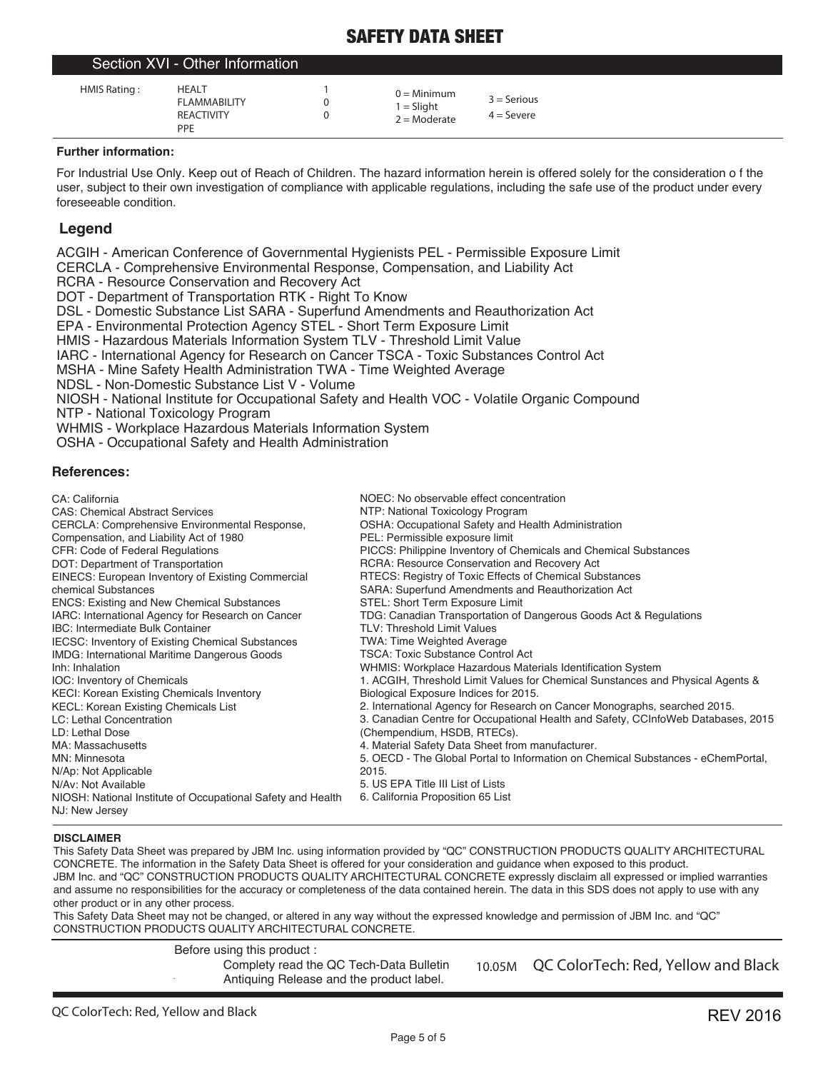# SAFETY DATA SHEET

## Section XVI - Other Information

| HMIS Rating : | | | | |
|---|---|---|---|---|
| | HEALT | 1 | 0 = Minimum | 3 = Serious |
| | FLAMMABILITY | 0 | 1 = Slight | 4 = Severe |
| | REACTIVITY | 0 | 2 = Moderate | |
| | PPE | | | |

**Further information:**

For Industrial Use Only. Keep out of Reach of Children. The hazard information herein is offered solely for the consideration o f the user, subject to their own investigation of compliance with applicable regulations, including the safe use of the product under every foreseeable condition.

## Legend

ACGIH - American Conference of Governmental Hygienists PEL - Permissible Exposure Limit
CERCLA - Comprehensive Environmental Response, Compensation, and Liability Act
RCRA - Resource Conservation and Recovery Act
DOT - Department of Transportation RTK - Right To Know
DSL - Domestic Substance List SARA - Superfund Amendments and Reauthorization Act
EPA - Environmental Protection Agency STEL - Short Term Exposure Limit
HMIS - Hazardous Materials Information System TLV - Threshold Limit Value
IARC - International Agency for Research on Cancer TSCA - Toxic Substances Control Act
MSHA - Mine Safety Health Administration TWA - Time Weighted Average
NDSL - Non-Domestic Substance List V - Volume
NIOSH - National Institute for Occupational Safety and Health VOC - Volatile Organic Compound
NTP - National Toxicology Program
WHMIS - Workplace Hazardous Materials Information System
OSHA - Occupational Safety and Health Administration

**References:**

CA: California
CAS: Chemical Abstract Services
CERCLA: Comprehensive Environmental Response, Compensation, and Liability Act of 1980
CFR: Code of Federal Regulations
DOT: Department of Transportation
EINECS: European Inventory of Existing Commercial chemical Substances
ENCS: Existing and New Chemical Substances
IARC: International Agency for Research on Cancer
IBC: Intermediate Bulk Container
IECSC: Inventory of Existing Chemical Substances
IMDG: International Maritime Dangerous Goods
Inh: Inhalation
IOC: Inventory of Chemicals
KECI: Korean Existing Chemicals Inventory
KECL: Korean Existing Chemicals List
LC: Lethal Concentration
LD: Lethal Dose
MA: Massachusetts
MN: Minnesota
N/Ap: Not Applicable
N/Av: Not Available
NIOSH: National Institute of Occupational Safety and Health
NJ: New Jersey
NOEC: No observable effect concentration
NTP: National Toxicology Program
OSHA: Occupational Safety and Health Administration
PEL: Permissible exposure limit
PICCS: Philippine Inventory of Chemicals and Chemical Substances
RCRA: Resource Conservation and Recovery Act
RTECS: Registry of Toxic Effects of Chemical Substances
SARA: Superfund Amendments and Reauthorization Act
STEL: Short Term Exposure Limit
TDG: Canadian Transportation of Dangerous Goods Act & Regulations
TLV: Threshold Limit Values
TWA: Time Weighted Average
TSCA: Toxic Substance Control Act
WHMIS: Workplace Hazardous Materials Identification System

1. ACGIH, Threshold Limit Values for Chemical Sunstances and Physical Agents & Biological Exposure Indices for 2015.
2. International Agency for Research on Cancer Monographs, searched 2015.
3. Canadian Centre for Occupational Health and Safety, CCInfoWeb Databases, 2015 (Chempendium, HSDB, RTECs).
4. Material Safety Data Sheet from manufacturer.
5. OECD - The Global Portal to Information on Chemical Substances - eChemPortal, 2015.
5. US EPA Title III List of Lists
6. California Proposition 65 List

**DISCLAIMER**

This Safety Data Sheet was prepared by JBM Inc. using information provided by "QC" CONSTRUCTION PRODUCTS QUALITY ARCHITECTURAL CONCRETE. The information in the Safety Data Sheet is offered for your consideration and guidance when exposed to this product. JBM Inc. and "QC" CONSTRUCTION PRODUCTS QUALITY ARCHITECTURAL CONCRETE expressly disclaim all expressed or implied warranties and assume no responsibilities for the accuracy or completeness of the data contained herein. The data in this SDS does not apply to use with any other product or in any other process.
This Safety Data Sheet may not be changed, or altered in any way without the expressed knowledge and permission of JBM Inc. and "QC" CONSTRUCTION PRODUCTS QUALITY ARCHITECTURAL CONCRETE.

Before using this product :
Complety read the QC Tech-Data Bulletin Antiquing Release and the product label.

10.05M QC ColorTech: Red, Yellow and Black